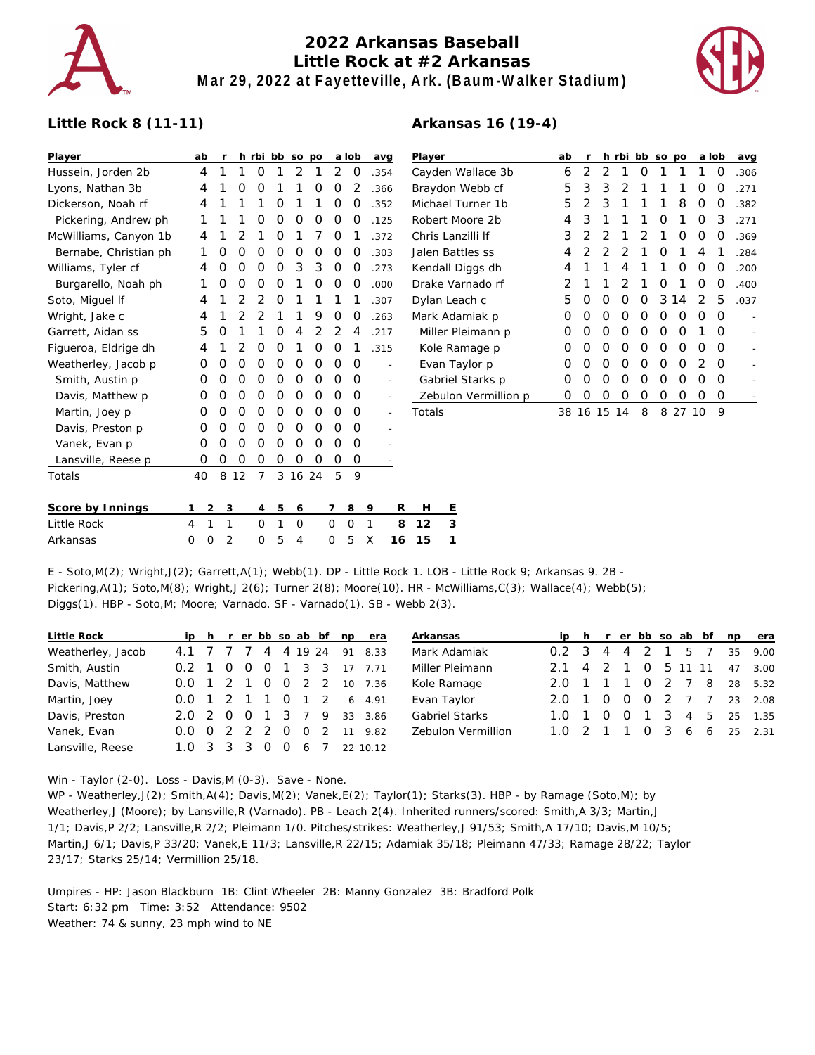# 2022 Arkansas Baseball
## Little Rock at #2 Arkansas
### Mar 29, 2022 at Fayetteville, Ark. (Baum-Walker Stadium)

**Little Rock 8 (11-11)**

| Player | ab | r | h | rbi | bb | so | po | a | lob | avg |
|---|---|---|---|---|---|---|---|---|---|---|
| Hussein, Jorden 2b | 4 | 1 | 1 | 0 | 1 | 2 | 1 | 2 | 0 | .354 |
| Lyons, Nathan 3b | 4 | 1 | 0 | 0 | 1 | 1 | 0 | 0 | 2 | .366 |
| Dickerson, Noah rf | 4 | 1 | 1 | 1 | 0 | 1 | 1 | 0 | 0 | .352 |
| Pickering, Andrew ph | 1 | 1 | 1 | 0 | 0 | 0 | 0 | 0 | 0 | .125 |
| McWilliams, Canyon 1b | 4 | 1 | 2 | 1 | 0 | 1 | 7 | 0 | 1 | .372 |
| Bernabe, Christian ph | 1 | 0 | 0 | 0 | 0 | 0 | 0 | 0 | 0 | .303 |
| Williams, Tyler cf | 4 | 0 | 0 | 0 | 0 | 3 | 3 | 0 | 0 | .273 |
| Burgarello, Noah ph | 1 | 0 | 0 | 0 | 0 | 1 | 0 | 0 | 0 | .000 |
| Soto, Miguel lf | 4 | 1 | 2 | 2 | 0 | 1 | 1 | 1 | 1 | .307 |
| Wright, Jake c | 4 | 1 | 2 | 2 | 1 | 1 | 9 | 0 | 0 | .263 |
| Garrett, Aidan ss | 5 | 0 | 1 | 1 | 0 | 4 | 2 | 2 | 4 | .217 |
| Figueroa, Eldridge dh | 4 | 1 | 2 | 0 | 0 | 1 | 0 | 0 | 1 | .315 |
| Weatherley, Jacob p | 0 | 0 | 0 | 0 | 0 | 0 | 0 | 0 | 0 | - |
| Smith, Austin p | 0 | 0 | 0 | 0 | 0 | 0 | 0 | 0 | 0 | - |
| Davis, Matthew p | 0 | 0 | 0 | 0 | 0 | 0 | 0 | 0 | 0 | - |
| Martin, Joey p | 0 | 0 | 0 | 0 | 0 | 0 | 0 | 0 | 0 | - |
| Davis, Preston p | 0 | 0 | 0 | 0 | 0 | 0 | 0 | 0 | 0 | - |
| Vanek, Evan p | 0 | 0 | 0 | 0 | 0 | 0 | 0 | 0 | 0 | - |
| Lansville, Reese p | 0 | 0 | 0 | 0 | 0 | 0 | 0 | 0 | 0 | - |
| Totals | 40 | 8 | 12 | 7 | 3 | 16 | 24 | 5 | 9 | |

**Arkansas 16 (19-4)**

| Player | ab | r | h | rbi | bb | so | po | a | lob | avg |
|---|---|---|---|---|---|---|---|---|---|---|
| Cayden Wallace 3b | 6 | 2 | 2 | 1 | 0 | 1 | 1 | 1 | 0 | .306 |
| Braydon Webb cf | 5 | 3 | 3 | 2 | 1 | 1 | 1 | 0 | 0 | .271 |
| Michael Turner 1b | 5 | 2 | 3 | 1 | 1 | 1 | 8 | 0 | 0 | .382 |
| Robert Moore 2b | 4 | 3 | 1 | 1 | 1 | 0 | 1 | 0 | 3 | .271 |
| Chris Lanzilli lf | 3 | 2 | 2 | 1 | 2 | 1 | 0 | 0 | 0 | .369 |
| Jalen Battles ss | 4 | 2 | 2 | 1 | 0 | 1 | 4 | 1 | | .284 |
| Kendall Diggs dh | 4 | 1 | 1 | 4 | 1 | 1 | 0 | 0 | 0 | .200 |
| Drake Varnado rf | 2 | 1 | 1 | 2 | 1 | 0 | 1 | 0 | 0 | .400 |
| Dylan Leach c | 5 | 0 | 0 | 0 | 0 | 3 | 14 | 2 | 5 | .037 |
| Mark Adamiak p | 0 | 0 | 0 | 0 | 0 | 0 | 0 | 0 | 0 | - |
| Miller Pleimann p | 0 | 0 | 0 | 0 | 0 | 0 | 0 | 1 | 0 | - |
| Kole Ramage p | 0 | 0 | 0 | 0 | 0 | 0 | 0 | 0 | 0 | - |
| Evan Taylor p | 0 | 0 | 0 | 0 | 0 | 0 | 0 | 2 | 0 | - |
| Gabriel Starks p | 0 | 0 | 0 | 0 | 0 | 0 | 0 | 0 | 0 | - |
| Zebulon Vermillion p | 0 | 0 | 0 | 0 | 0 | 0 | 0 | 0 | 0 | - |
| Totals | 38 | 16 | 15 | 14 | 8 | 8 | 27 | 10 | 9 | |

| Score by Innings | 1 | 2 | 3 | 4 | 5 | 6 | 7 | 8 | 9 | R | H | E |
|---|---|---|---|---|---|---|---|---|---|---|---|---|
| Little Rock | 4 | 1 | 1 | 0 | 1 | 0 | 0 | 0 | 1 | 8 | 12 | 3 |
| Arkansas | 0 | 0 | 2 | 0 | 5 | 4 | 0 | 5 | X | 16 | 15 | 1 |

E - Soto,M(2); Wright,J(2); Garrett,A(1); Webb(1). DP - Little Rock 1. LOB - Little Rock 9; Arkansas 9. 2B - Pickering,A(1); Soto,M(8); Wright,J 2(6); Turner 2(8); Moore(10). HR - McWilliams,C(3); Wallace(4); Webb(5); Diggs(1). HBP - Soto,M; Moore; Varnado. SF - Varnado(1). SB - Webb 2(3).

| Little Rock | ip | h | r | er | bb | so | ab | bf | np | era |
|---|---|---|---|---|---|---|---|---|---|---|
| Weatherley, Jacob | 4.1 | 7 | 7 | 7 | 4 | 4 | 19 | 24 | 91 | 8.33 |
| Smith, Austin | 0.2 | 1 | 0 | 0 | 0 | 1 | 3 | 3 | 17 | 7.71 |
| Davis, Matthew | 0.0 | 1 | 2 | 1 | 0 | 0 | 2 | 2 | 10 | 7.36 |
| Martin, Joey | 0.0 | 1 | 2 | 1 | 1 | 0 | 1 | 2 | 6 | 4.91 |
| Davis, Preston | 2.0 | 2 | 0 | 0 | 1 | 3 | 7 | 9 | 33 | 3.86 |
| Vanek, Evan | 0.0 | 0 | 2 | 2 | 2 | 0 | 0 | 2 | 11 | 9.82 |
| Lansville, Reese | 1.0 | 3 | 3 | 3 | 0 | 0 | 6 | 7 | 22 | 10.12 |

| Arkansas | ip | h | r | er | bb | so | ab | bf | np | era |
|---|---|---|---|---|---|---|---|---|---|---|
| Mark Adamiak | 0.2 | 3 | 4 | 4 | 2 | 1 | 5 | 7 | 35 | 9.00 |
| Miller Pleimann | 2.1 | 4 | 2 | 1 | 0 | 5 | 11 | 11 | 47 | 3.00 |
| Kole Ramage | 2.0 | 1 | 1 | 1 | 0 | 2 | 7 | 8 | 28 | 5.32 |
| Evan Taylor | 2.0 | 1 | 0 | 0 | 0 | 2 | 7 | 7 | 23 | 2.08 |
| Gabriel Starks | 1.0 | 1 | 0 | 0 | 1 | 3 | 4 | 5 | 25 | 1.35 |
| Zebulon Vermillion | 1.0 | 2 | 1 | 1 | 0 | 3 | 6 | 6 | 25 | 2.31 |

Win - Taylor (2-0). Loss - Davis,M (0-3). Save - None.
WP - Weatherley,J(2); Smith,A(4); Davis,M(2); Vanek,E(2); Taylor(1); Starks(3). HBP - by Ramage (Soto,M); by Weatherley,J (Moore); by Lansville,R (Varnado). PB - Leach 2(4). Inherited runners/scored: Smith,A 3/3; Martin,J 1/1; Davis,P 2/2; Lansville,R 2/2; Pleimann 1/0. Pitches/strikes: Weatherley,J 91/53; Smith,A 17/10; Davis,M 10/5; Martin,J 6/1; Davis,P 33/20; Vanek,E 11/3; Lansville,R 22/15; Adamiak 35/18; Pleimann 47/33; Ramage 28/22; Taylor 23/17; Starks 25/14; Vermillion 25/18.

Umpires - HP: Jason Blackburn 1B: Clint Wheeler 2B: Manny Gonzalez 3B: Bradford Polk
Start: 6:32 pm Time: 3:52 Attendance: 9502
Weather: 74 & sunny, 23 mph wind to NE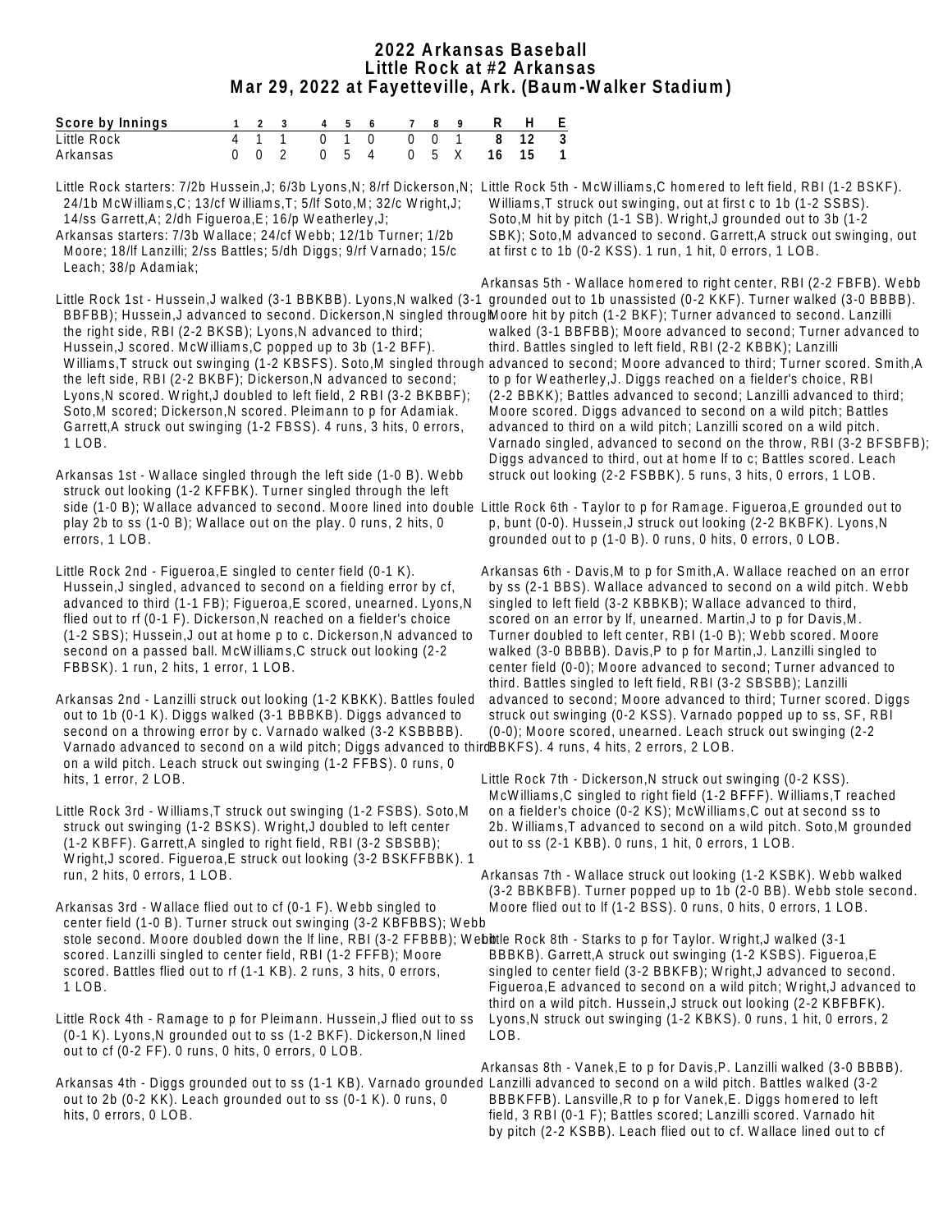# 2022 Arkansas Baseball
## Little Rock at #2 Arkansas
### Mar 29, 2022 at Fayetteville, Ark. (Baum-Walker Stadium)

| Score by Innings | 1 | 2 | 3 | 4 | 5 | 6 | 7 | 8 | 9 | R | H | E |
|---|---|---|---|---|---|---|---|---|---|---|---|---|
| Little Rock | 4 | 1 | 1 | 0 | 1 | 0 | 0 | 0 | 1 | 8 | 12 | 3 |
| Arkansas | 0 | 0 | 2 | 0 | 5 | 4 | 0 | 5 | X | 16 | 15 | 1 |

Little Rock starters: 7/2b Hussein,J; 6/3b Lyons,N; 8/rf Dickerson,N; 24/1b McWilliams,C; 13/cf Williams,T; 5/lf Soto,M; 32/c Wright,J; 14/ss Garrett,A; 2/dh Figueroa,E; 16/p Weatherley,J;
Arkansas starters: 7/3b Wallace; 24/cf Webb; 12/1b Turner; 1/2b Moore; 18/lf Lanzilli; 2/ss Battles; 5/dh Diggs; 9/rf Varnado; 15/c Leach; 38/p Adamiak;

Little Rock 1st - Hussein,J walked (3-1 BBKBB). Lyons,N walked (3-1 BBFBB); Hussein,J advanced to second. Dickerson,N singled through the right side, RBI (2-2 BKSB); Lyons,N advanced to third; Hussein,J scored. McWilliams,C popped up to 3b (1-2 BFF). Williams,T struck out swinging (1-2 KBSFS). Soto,M singled through the left side, RBI (2-2 BKBF); Dickerson,N advanced to second; Lyons,N scored. Wright,J doubled to left field, 2 RBI (3-2 BKBBF); Soto,M scored; Dickerson,N scored. Pleimann to p for Adamiak. Garrett,A struck out swinging (1-2 FBSS). 4 runs, 3 hits, 0 errors, 1 LOB.

Arkansas 1st - Wallace singled through the left side (1-0 B). Webb struck out looking (1-2 KFFBK). Turner singled through the left side (1-0 B); Wallace advanced to second. Moore lined into double play 2b to ss (1-0 B); Wallace out on the play. 0 runs, 2 hits, 0 errors, 1 LOB.

Little Rock 2nd - Figueroa,E singled to center field (0-1 K). Hussein,J singled, advanced to second on a fielding error by cf, advanced to third (1-1 FB); Figueroa,E scored, unearned. Lyons,N flied out to rf (0-1 F). Dickerson,N reached on a fielder's choice (1-2 SBS); Hussein,J out at home p to c. Dickerson,N advanced to second on a passed ball. McWilliams,C struck out looking (2-2 FBBSK). 1 run, 2 hits, 1 error, 1 LOB.

Arkansas 2nd - Lanzilli struck out looking (1-2 KBKK). Battles fouled out to 1b (0-1 K). Diggs walked (3-1 BBBKB). Diggs advanced to second on a throwing error by c. Varnado walked (3-2 KSBBBB). Varnado advanced to second on a wild pitch; Diggs advanced to third on a wild pitch. Leach struck out swinging (1-2 FFBS). 0 runs, 0 hits, 1 error, 2 LOB.

Little Rock 3rd - Williams,T struck out swinging (1-2 FSBS). Soto,M struck out swinging (1-2 BSKS). Wright,J doubled to left center (1-2 KBFF). Garrett,A singled to right field, RBI (3-2 SBSBB); Wright,J scored. Figueroa,E struck out looking (3-2 BSKFFBBK). 1 run, 2 hits, 0 errors, 1 LOB.

Arkansas 3rd - Wallace flied out to cf (0-1 F). Webb singled to center field (1-0 B). Turner struck out swinging (3-2 KBFBBS); Webb stole second. Moore doubled down the lf line, RBI (3-2 FFBBB); Webb scored. Lanzilli singled to center field, RBI (1-2 FFFB); Moore scored. Battles flied out to rf (1-1 KB). 2 runs, 3 hits, 0 errors, 1 LOB.

Little Rock 4th - Ramage to p for Pleimann. Hussein,J flied out to ss (0-1 K). Lyons,N grounded out to ss (1-2 BKF). Dickerson,N lined out to cf (0-2 FF). 0 runs, 0 hits, 0 errors, 0 LOB.

Arkansas 4th - Diggs grounded out to ss (1-1 KB). Varnado grounded out to 2b (0-2 KK). Leach grounded out to ss (0-1 K). 0 runs, 0 hits, 0 errors, 0 LOB.

Little Rock 5th - McWilliams,C homered to left field, RBI (1-2 BSKF). Williams,T struck out swinging, out at first c to 1b (1-2 SSBS). Soto,M hit by pitch (1-1 SB). Wright,J grounded out to 3b (1-2 SBK); Soto,M advanced to second. Garrett,A struck out swinging, out at first c to 1b (0-2 KSS). 1 run, 1 hit, 0 errors, 1 LOB.

Arkansas 5th - Wallace homered to right center, RBI (2-2 FBFB). Webb grounded out to 1b unassisted (0-2 KKF). Turner walked (3-0 BBBB). Moore hit by pitch (1-2 BKF); Turner advanced to second. Lanzilli walked (3-1 BBFBB); Moore advanced to second; Turner advanced to third. Battles singled to left field, RBI (2-2 KBBK); Lanzilli advanced to second; Moore advanced to third; Turner scored. Smith,A to p for Weatherley,J. Diggs reached on a fielder's choice, RBI (2-2 BBKK); Battles advanced to second; Lanzilli advanced to third; Moore scored. Diggs advanced to second on a wild pitch; Battles advanced to third on a wild pitch; Lanzilli scored on a wild pitch. Varnado singled, advanced to second on the throw, RBI (3-2 BFSBFB); Diggs advanced to third, out at home lf to c; Battles scored. Leach struck out looking (2-2 FSBBK). 5 runs, 3 hits, 0 errors, 1 LOB.

Little Rock 6th - Taylor to p for Ramage. Figueroa,E grounded out to p, bunt (0-0). Hussein,J struck out looking (2-2 BKBFK). Lyons,N grounded out to p (1-0 B). 0 runs, 0 hits, 0 errors, 0 LOB.

Arkansas 6th - Davis,M to p for Smith,A. Wallace reached on an error by ss (2-1 BBS). Wallace advanced to second on a wild pitch. Webb singled to left field (3-2 KBBKB); Wallace advanced to third, scored on an error by lf, unearned. Martin,J to p for Davis,M. Turner doubled to left center, RBI (1-0 B); Webb scored. Moore walked (3-0 BBBB). Davis,P to p for Martin,J. Lanzilli singled to center field (0-0); Moore advanced to second; Turner advanced to third. Battles singled to left field, RBI (3-2 SBSBB); Lanzilli advanced to second; Moore advanced to third; Turner scored. Diggs struck out swinging (0-2 KSS). Varnado popped up to ss, SF, RBI (0-0); Moore scored, unearned. Leach struck out swinging (2-2 BBKFS). 4 runs, 4 hits, 2 errors, 2 LOB.

Little Rock 7th - Dickerson,N struck out swinging (0-2 KSS). McWilliams,C singled to right field (1-2 BFFF). Williams,T reached on a fielder's choice (0-2 KS); McWilliams,C out at second ss to 2b. Williams,T advanced to second on a wild pitch. Soto,M grounded out to ss (2-1 KBB). 0 runs, 1 hit, 0 errors, 1 LOB.

Arkansas 7th - Wallace struck out looking (1-2 KSBK). Webb walked (3-2 BBKBFB). Turner popped up to 1b (2-0 BB). Webb stole second. Moore flied out to lf (1-2 BSS). 0 runs, 0 hits, 0 errors, 1 LOB.

Little Rock 8th - Starks to p for Taylor. Wright,J walked (3-1 BBBKB). Garrett,A struck out swinging (1-2 KSBS). Figueroa,E singled to center field (3-2 BBKFB); Wright,J advanced to second. Figueroa,E advanced to second on a wild pitch; Wright,J advanced to third on a wild pitch. Hussein,J struck out looking (2-2 KBFBFK). Lyons,N struck out swinging (1-2 KBKS). 0 runs, 1 hit, 0 errors, 2 LOB.

Arkansas 8th - Vanek,E to p for Davis,P. Lanzilli walked (3-0 BBBB). Lanzilli advanced to second on a wild pitch. Battles walked (3-2 BBBKFFB). Lansville,R to p for Vanek,E. Diggs homered to left field, 3 RBI (0-1 F); Battles scored; Lanzilli scored. Varnado hit by pitch (2-2 KSBB). Leach flied out to cf. Wallace lined out to cf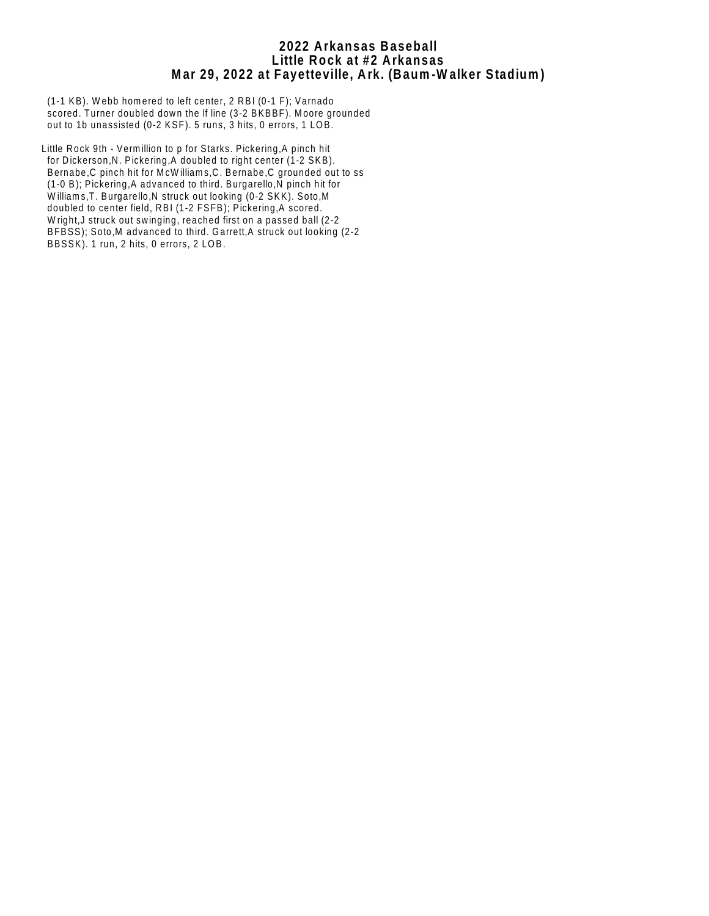(1-1 KB). Webb homered to left center, 2 RBI (0-1 F); Varnado scored. Turner doubled down the lf line (3-2 BKBBF). Moore grounded out to 1b unassisted (0-2 KSF). 5 runs, 3 hits, 0 errors, 1 LOB.

Little Rock 9th - Vermillion to p for Starks. Pickering,A pinch hit for Dickerson,N. Pickering,A doubled to right center (1-2 SKB). Bernabe,C pinch hit for McWilliams,C. Bernabe,C grounded out to ss (1-0 B); Pickering,A advanced to third. Burgarello,N pinch hit for Williams,T. Burgarello,N struck out looking (0-2 SKK). Soto,M doubled to center field, RBI (1-2 FSFB); Pickering,A scored. Wright,J struck out swinging, reached first on a passed ball (2-2 BFBSS); Soto,M advanced to third. Garrett,A struck out looking (2-2 BBSSK). 1 run, 2 hits, 0 errors, 2 LOB.